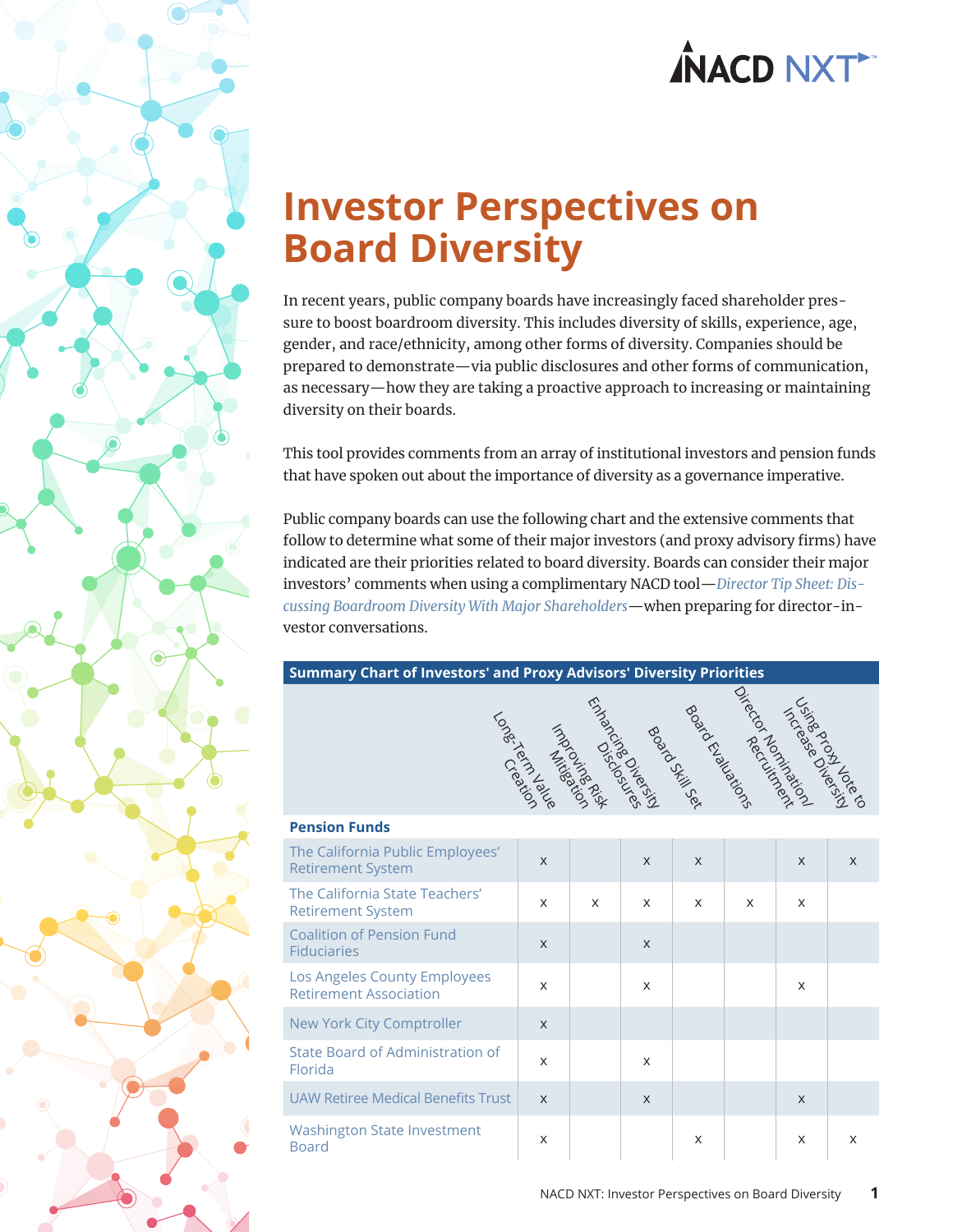# Investor Perspectives on Board Diversity

In recent years, public company boards have increasingly faced shareholder pressure to boost boardroom diversity. This includes diversity of skills, experience, age, gender, and race/ethnicity, among other forms of diversity. Companies should be prepared to demonstrate—via public disclosures and other forms of communication, as necessary—how they are taking a proactive approach to increasing or maintaining diversity on their boards.

This tool provides comments from an array of institutional investors and pension funds that have spoken out about the importance of diversity as a governance imperative.

Public company boards can use the following chart and the extensive comments that follow to determine what some of their major investors (and proxy advisory firms) have indicated are their priorities related to board diversity. Boards can consider their major investors' comments when using a complimentary NACD tool—*Director Tip Sheet: Discussing Boardroom Diversity With Major Shareholders*—when preparing for director-investor conversations.

**Summary Chart of Investors' and Proxy Advisors' Diversity Priorities**

| | Long-Term Value Creation | Improving Risk Mitigation | Enhancing Diversity Disclosures | Board Skill Set | Board Evaluations | Director Nomination/ Recruitment | Using Proxy Vote to Increase Diversity |
|---|---|---|---|---|---|---|---|
| **Pension Funds** | | | | | | | |
| The California Public Employees' Retirement System | x | | x | x | | x | x |
| The California State Teachers' Retirement System | x | x | x | x | x | x | |
| Coalition of Pension Fund Fiduciaries | x | | x | | | | |
| Los Angeles County Employees Retirement Association | x | | x | | | x | |
| New York City Comptroller | x | | | | | | |
| State Board of Administration of Florida | x | | x | | | | |
| UAW Retiree Medical Benefits Trust | x | | x | | | x | |
| Washington State Investment Board | x | | | x | | x | x |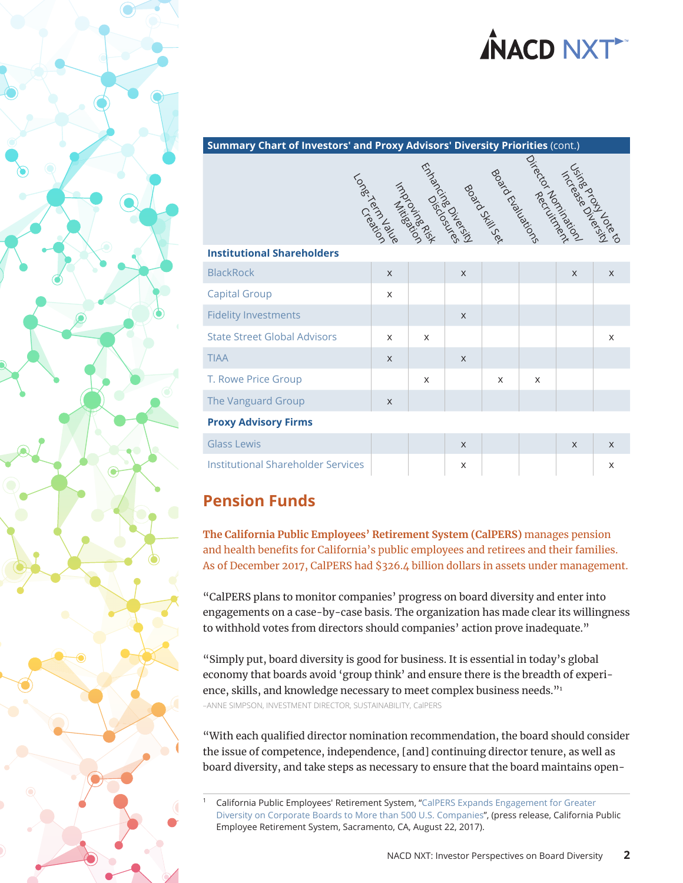**Summary Chart of Investors' and Proxy Advisors' Diversity Priorities** (cont.)

| | Long-Term Value Creation | Improving Risk Mitigation | Enhancing Diversity Disclosures | Board Skill Set | Board Evaluations | Director Nomination/ Recruitment | Using Proxy Vote to Increase Diversity |
|---|---|---|---|---|---|---|---|
| **Institutional Shareholders** | | | | | | | |
| BlackRock | x | | x | | | x | x |
| Capital Group | x | | | | | | |
| Fidelity Investments | | | x | | | | |
| State Street Global Advisors | x | x | | | | | x |
| TIAA | x | | x | | | | |
| T. Rowe Price Group | | x | | x | x | | |
| The Vanguard Group | x | | | | | | |
| **Proxy Advisory Firms** | | | | | | | |
| Glass Lewis | | | x | | | x | x |
| Institutional Shareholder Services | | | x | | | | x |

## Pension Funds

**The California Public Employees' Retirement System (CalPERS)** manages pension and health benefits for California's public employees and retirees and their families. As of December 2017, CalPERS had $326.4 billion dollars in assets under management.

"CalPERS plans to monitor companies' progress on board diversity and enter into engagements on a case-by-case basis. The organization has made clear its willingness to withhold votes from directors should companies' action prove inadequate."

"Simply put, board diversity is good for business. It is essential in today's global economy that boards avoid 'group think' and ensure there is the breadth of experience, skills, and knowledge necessary to meet complex business needs."[1]

–ANNE SIMPSON, INVESTMENT DIRECTOR, SUSTAINABILITY, CalPERS

"With each qualified director nomination recommendation, the board should consider the issue of competence, independence, [and] continuing director tenure, as well as board diversity, and take steps as necessary to ensure that the board maintains open-

---

[1] California Public Employees' Retirement System, "CalPERS Expands Engagement for Greater Diversity on Corporate Boards to More than 500 U.S. Companies", (press release, California Public Employee Retirement System, Sacramento, CA, August 22, 2017).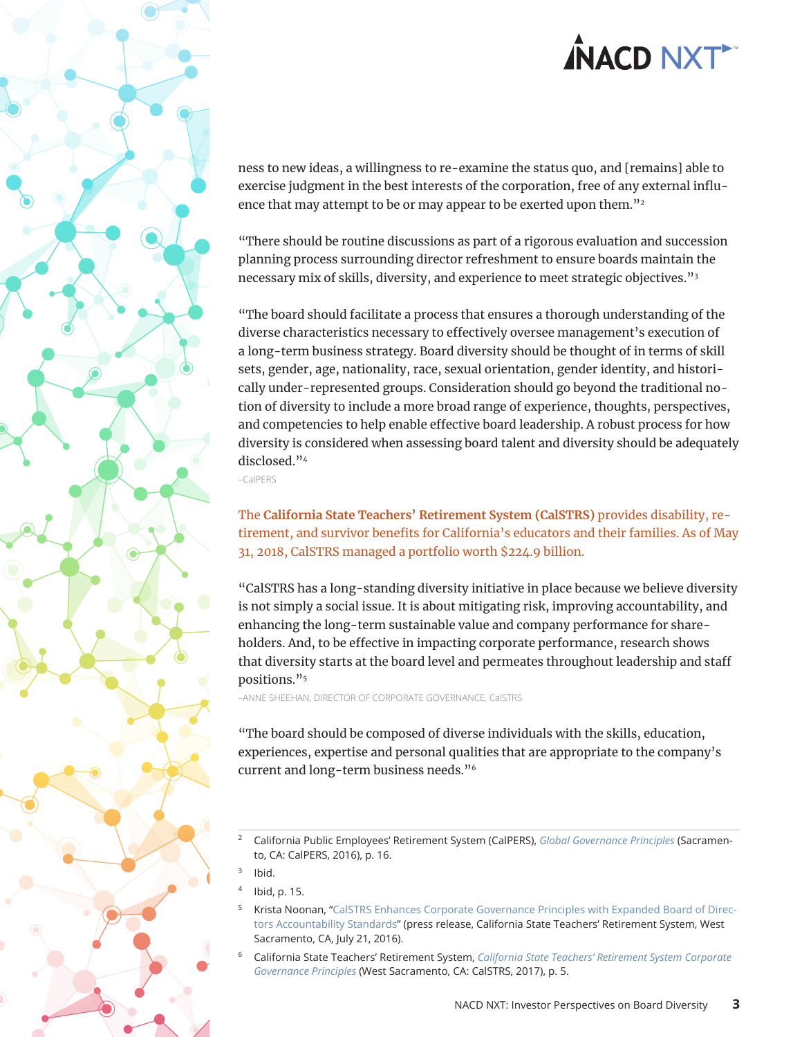ness to new ideas, a willingness to re-examine the status quo, and [remains] able to exercise judgment in the best interests of the corporation, free of any external influence that may attempt to be or may appear to be exerted upon them."[2]

"There should be routine discussions as part of a rigorous evaluation and succession planning process surrounding director refreshment to ensure boards maintain the necessary mix of skills, diversity, and experience to meet strategic objectives."[3]

"The board should facilitate a process that ensures a thorough understanding of the diverse characteristics necessary to effectively oversee management's execution of a long-term business strategy. Board diversity should be thought of in terms of skill sets, gender, age, nationality, race, sexual orientation, gender identity, and historically under-represented groups. Consideration should go beyond the traditional notion of diversity to include a more broad range of experience, thoughts, perspectives, and competencies to help enable effective board leadership. A robust process for how diversity is considered when assessing board talent and diversity should be adequately disclosed."[4]

–CalPERS

The **California State Teachers' Retirement System (CalSTRS)** provides disability, retirement, and survivor benefits for California's educators and their families. As of May 31, 2018, CalSTRS managed a portfolio worth $224.9 billion.

"CalSTRS has a long-standing diversity initiative in place because we believe diversity is not simply a social issue. It is about mitigating risk, improving accountability, and enhancing the long-term sustainable value and company performance for shareholders. And, to be effective in impacting corporate performance, research shows that diversity starts at the board level and permeates throughout leadership and staff positions."[5]

–ANNE SHEEHAN, DIRECTOR OF CORPORATE GOVERNANCE, CalSTRS

"The board should be composed of diverse individuals with the skills, education, experiences, expertise and personal qualities that are appropriate to the company's current and long-term business needs."[6]

---

[2] California Public Employees' Retirement System (CalPERS), *Global Governance Principles* (Sacramento, CA: CalPERS, 2016), p. 16.

[3] Ibid.

[4] Ibid, p. 15.

[5] Krista Noonan, "CalSTRS Enhances Corporate Governance Principles with Expanded Board of Directors Accountability Standards" (press release, California State Teachers' Retirement System, West Sacramento, CA, July 21, 2016).

[6] California State Teachers' Retirement System, *California State Teachers' Retirement System Corporate Governance Principles* (West Sacramento, CA: CalSTRS, 2017), p. 5.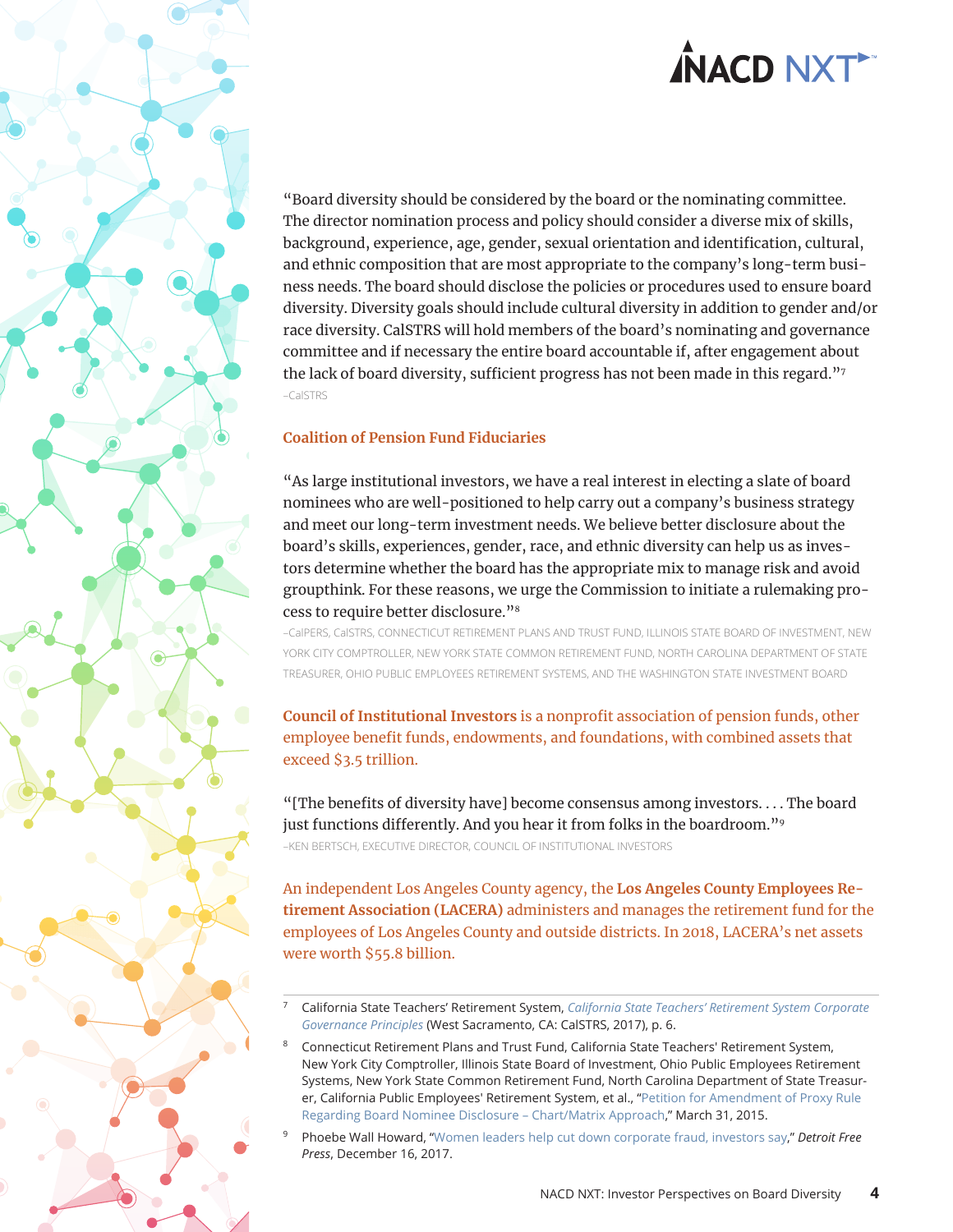"Board diversity should be considered by the board or the nominating committee. The director nomination process and policy should consider a diverse mix of skills, background, experience, age, gender, sexual orientation and identification, cultural, and ethnic composition that are most appropriate to the company's long-term business needs. The board should disclose the policies or procedures used to ensure board diversity. Diversity goals should include cultural diversity in addition to gender and/or race diversity. CalSTRS will hold members of the board's nominating and governance committee and if necessary the entire board accountable if, after engagement about the lack of board diversity, sufficient progress has not been made in this regard."[7]

–CalSTRS

**Coalition of Pension Fund Fiduciaries**

"As large institutional investors, we have a real interest in electing a slate of board nominees who are well-positioned to help carry out a company's business strategy and meet our long-term investment needs. We believe better disclosure about the board's skills, experiences, gender, race, and ethnic diversity can help us as investors determine whether the board has the appropriate mix to manage risk and avoid groupthink. For these reasons, we urge the Commission to initiate a rulemaking process to require better disclosure."[8]

–CalPERS, CalSTRS, CONNECTICUT RETIREMENT PLANS AND TRUST FUND, ILLINOIS STATE BOARD OF INVESTMENT, NEW YORK CITY COMPTROLLER, NEW YORK STATE COMMON RETIREMENT FUND, NORTH CAROLINA DEPARTMENT OF STATE TREASURER, OHIO PUBLIC EMPLOYEES RETIREMENT SYSTEMS, AND THE WASHINGTON STATE INVESTMENT BOARD

**Council of Institutional Investors** is a nonprofit association of pension funds, other employee benefit funds, endowments, and foundations, with combined assets that exceed $3.5 trillion.

"[The benefits of diversity have] become consensus among investors. . . . The board just functions differently. And you hear it from folks in the boardroom."[9]

–KEN BERTSCH, EXECUTIVE DIRECTOR, COUNCIL OF INSTITUTIONAL INVESTORS

An independent Los Angeles County agency, the **Los Angeles County Employees Retirement Association (LACERA)** administers and manages the retirement fund for the employees of Los Angeles County and outside districts. In 2018, LACERA's net assets were worth $55.8 billion.

---

[7] California State Teachers' Retirement System, *California State Teachers' Retirement System Corporate Governance Principles* (West Sacramento, CA: CalSTRS, 2017), p. 6.

[8] Connecticut Retirement Plans and Trust Fund, California State Teachers' Retirement System, New York City Comptroller, Illinois State Board of Investment, Ohio Public Employees Retirement Systems, New York State Common Retirement Fund, North Carolina Department of State Treasurer, California Public Employees' Retirement System, et al., "Petition for Amendment of Proxy Rule Regarding Board Nominee Disclosure – Chart/Matrix Approach," March 31, 2015.

[9] Phoebe Wall Howard, "Women leaders help cut down corporate fraud, investors say," *Detroit Free Press*, December 16, 2017.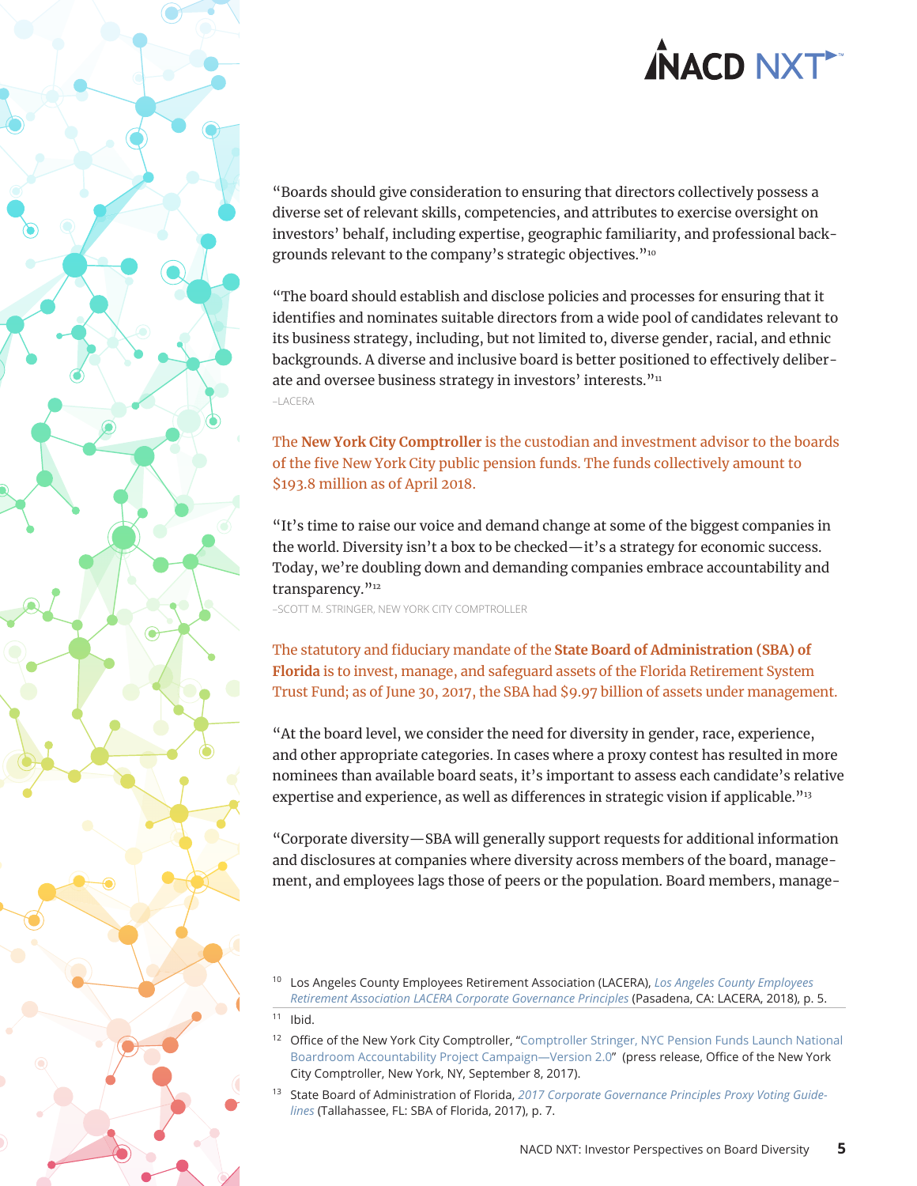"Boards should give consideration to ensuring that directors collectively possess a diverse set of relevant skills, competencies, and attributes to exercise oversight on investors' behalf, including expertise, geographic familiarity, and professional backgrounds relevant to the company's strategic objectives."[10]

"The board should establish and disclose policies and processes for ensuring that it identifies and nominates suitable directors from a wide pool of candidates relevant to its business strategy, including, but not limited to, diverse gender, racial, and ethnic backgrounds. A diverse and inclusive board is better positioned to effectively deliberate and oversee business strategy in investors' interests."[11]

–LACERA

The **New York City Comptroller** is the custodian and investment advisor to the boards of the five New York City public pension funds. The funds collectively amount to $193.8 million as of April 2018.

"It's time to raise our voice and demand change at some of the biggest companies in the world. Diversity isn't a box to be checked—it's a strategy for economic success. Today, we're doubling down and demanding companies embrace accountability and transparency."[12]

–SCOTT M. STRINGER, NEW YORK CITY COMPTROLLER

The statutory and fiduciary mandate of the **State Board of Administration (SBA) of Florida** is to invest, manage, and safeguard assets of the Florida Retirement System Trust Fund; as of June 30, 2017, the SBA had $9.97 billion of assets under management.

"At the board level, we consider the need for diversity in gender, race, experience, and other appropriate categories. In cases where a proxy contest has resulted in more nominees than available board seats, it's important to assess each candidate's relative expertise and experience, as well as differences in strategic vision if applicable."[13]

"Corporate diversity—SBA will generally support requests for additional information and disclosures at companies where diversity across members of the board, management, and employees lags those of peers or the population. Board members, manage-

---

[10] Los Angeles County Employees Retirement Association (LACERA), *Los Angeles County Employees Retirement Association LACERA Corporate Governance Principles* (Pasadena, CA: LACERA, 2018), p. 5.

[11] Ibid.

[12] Office of the New York City Comptroller, "Comptroller Stringer, NYC Pension Funds Launch National Boardroom Accountability Project Campaign—Version 2.0" (press release, Office of the New York City Comptroller, New York, NY, September 8, 2017).

[13] State Board of Administration of Florida, *2017 Corporate Governance Principles Proxy Voting Guidelines* (Tallahassee, FL: SBA of Florida, 2017), p. 7.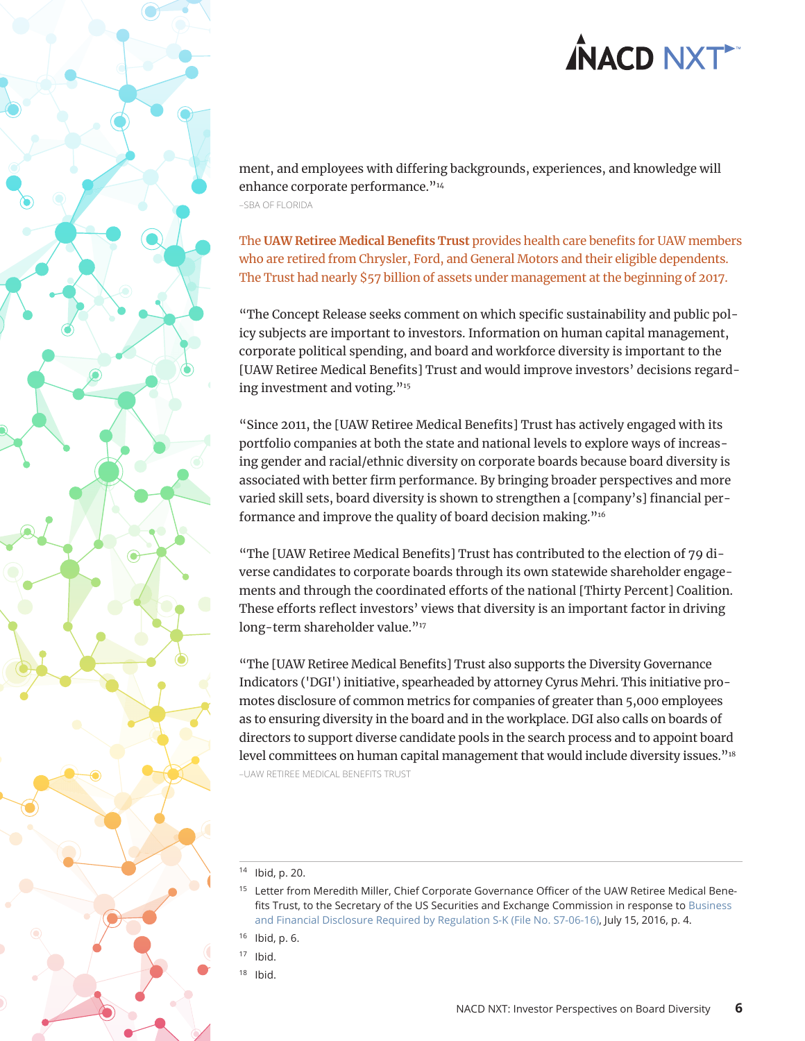ment, and employees with differing backgrounds, experiences, and knowledge will enhance corporate performance."[14]

–SBA OF FLORIDA

The **UAW Retiree Medical Benefits Trust** provides health care benefits for UAW members who are retired from Chrysler, Ford, and General Motors and their eligible dependents. The Trust had nearly $57 billion of assets under management at the beginning of 2017.

"The Concept Release seeks comment on which specific sustainability and public policy subjects are important to investors. Information on human capital management, corporate political spending, and board and workforce diversity is important to the [UAW Retiree Medical Benefits] Trust and would improve investors' decisions regarding investment and voting."[15]

"Since 2011, the [UAW Retiree Medical Benefits] Trust has actively engaged with its portfolio companies at both the state and national levels to explore ways of increasing gender and racial/ethnic diversity on corporate boards because board diversity is associated with better firm performance. By bringing broader perspectives and more varied skill sets, board diversity is shown to strengthen a [company's] financial performance and improve the quality of board decision making."[16]

"The [UAW Retiree Medical Benefits] Trust has contributed to the election of 79 diverse candidates to corporate boards through its own statewide shareholder engagements and through the coordinated efforts of the national [Thirty Percent] Coalition. These efforts reflect investors' views that diversity is an important factor in driving long-term shareholder value."[17]

"The [UAW Retiree Medical Benefits] Trust also supports the Diversity Governance Indicators ('DGI') initiative, spearheaded by attorney Cyrus Mehri. This initiative promotes disclosure of common metrics for companies of greater than 5,000 employees as to ensuring diversity in the board and in the workplace. DGI also calls on boards of directors to support diverse candidate pools in the search process and to appoint board level committees on human capital management that would include diversity issues."[18]

–UAW RETIREE MEDICAL BENEFITS TRUST

---

[14] Ibid, p. 20.

[15] Letter from Meredith Miller, Chief Corporate Governance Officer of the UAW Retiree Medical Benefits Trust, to the Secretary of the US Securities and Exchange Commission in response to Business and Financial Disclosure Required by Regulation S-K (File No. S7-06-16), July 15, 2016, p. 4.

[16] Ibid, p. 6.

[17] Ibid.

[18] Ibid.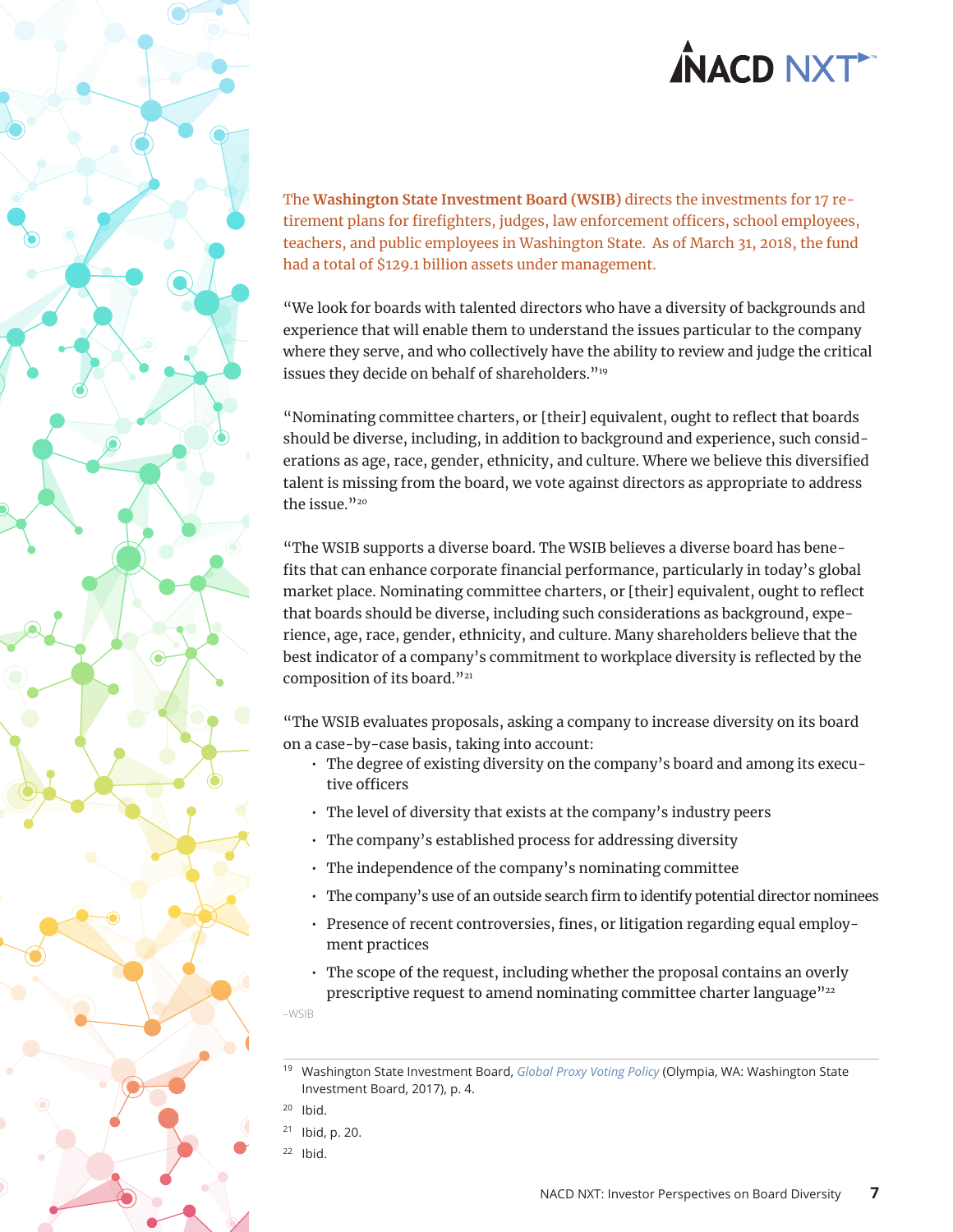The **Washington State Investment Board (WSIB)** directs the investments for 17 retirement plans for firefighters, judges, law enforcement officers, school employees, teachers, and public employees in Washington State. As of March 31, 2018, the fund had a total of $129.1 billion assets under management.

"We look for boards with talented directors who have a diversity of backgrounds and experience that will enable them to understand the issues particular to the company where they serve, and who collectively have the ability to review and judge the critical issues they decide on behalf of shareholders."[19]

"Nominating committee charters, or [their] equivalent, ought to reflect that boards should be diverse, including, in addition to background and experience, such considerations as age, race, gender, ethnicity, and culture. Where we believe this diversified talent is missing from the board, we vote against directors as appropriate to address the issue."[20]

"The WSIB supports a diverse board. The WSIB believes a diverse board has benefits that can enhance corporate financial performance, particularly in today's global market place. Nominating committee charters, or [their] equivalent, ought to reflect that boards should be diverse, including such considerations as background, experience, age, race, gender, ethnicity, and culture. Many shareholders believe that the best indicator of a company's commitment to workplace diversity is reflected by the composition of its board."[21]

"The WSIB evaluates proposals, asking a company to increase diversity on its board on a case-by-case basis, taking into account:

- The degree of existing diversity on the company's board and among its executive officers
- The level of diversity that exists at the company's industry peers
- The company's established process for addressing diversity
- The independence of the company's nominating committee
- The company's use of an outside search firm to identify potential director nominees
- Presence of recent controversies, fines, or litigation regarding equal employment practices
- The scope of the request, including whether the proposal contains an overly prescriptive request to amend nominating committee charter language"[22]

–WSIB

---

[19] Washington State Investment Board, *Global Proxy Voting Policy* (Olympia, WA: Washington State Investment Board, 2017), p. 4.

[20] Ibid.

[21] Ibid, p. 20.

[22] Ibid.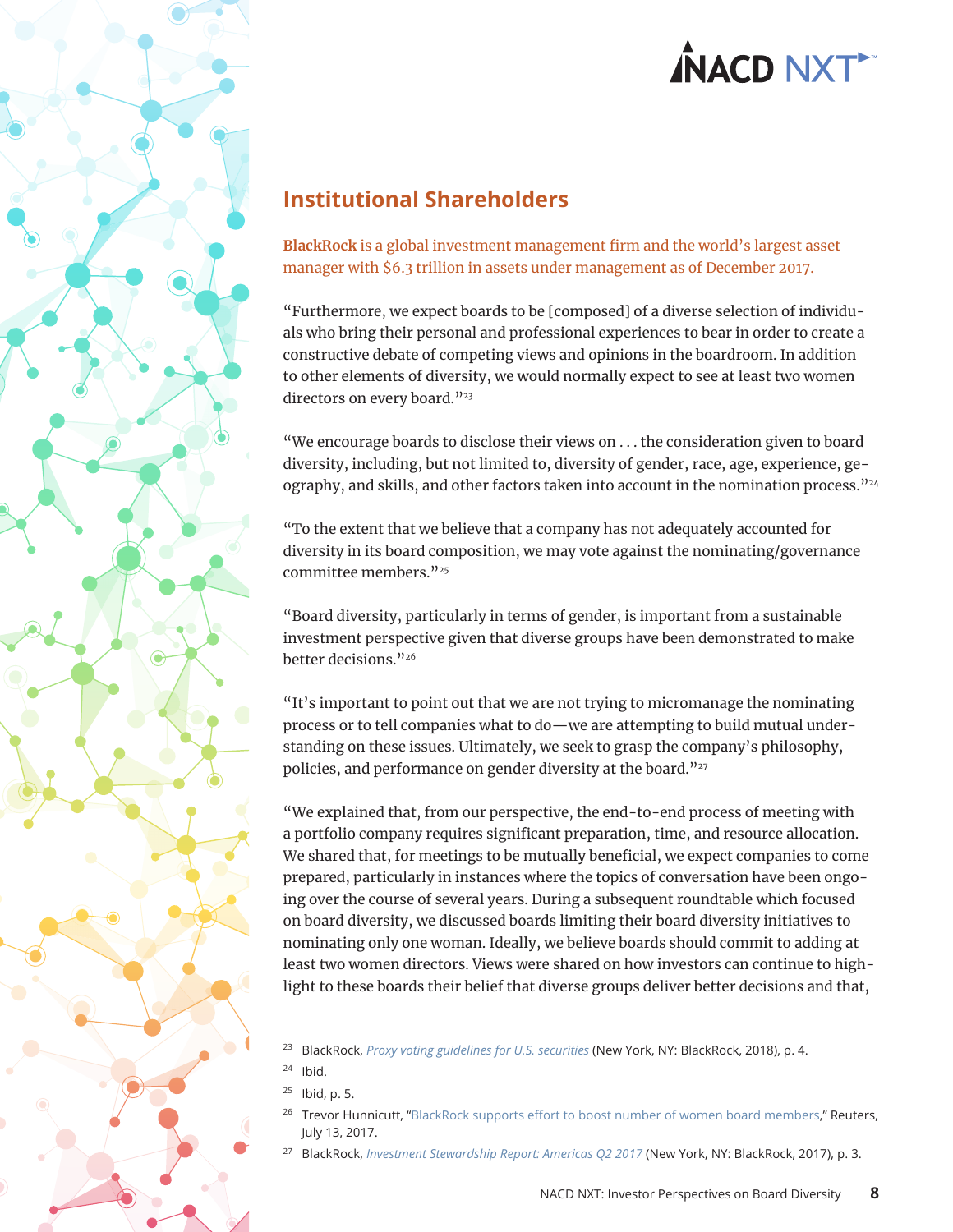## Institutional Shareholders

**BlackRock** is a global investment management firm and the world's largest asset manager with $6.3 trillion in assets under management as of December 2017.

"Furthermore, we expect boards to be [composed] of a diverse selection of individuals who bring their personal and professional experiences to bear in order to create a constructive debate of competing views and opinions in the boardroom. In addition to other elements of diversity, we would normally expect to see at least two women directors on every board."[23]

"We encourage boards to disclose their views on . . . the consideration given to board diversity, including, but not limited to, diversity of gender, race, age, experience, geography, and skills, and other factors taken into account in the nomination process."[24]

"To the extent that we believe that a company has not adequately accounted for diversity in its board composition, we may vote against the nominating/governance committee members."[25]

"Board diversity, particularly in terms of gender, is important from a sustainable investment perspective given that diverse groups have been demonstrated to make better decisions."[26]

"It's important to point out that we are not trying to micromanage the nominating process or to tell companies what to do—we are attempting to build mutual understanding on these issues. Ultimately, we seek to grasp the company's philosophy, policies, and performance on gender diversity at the board."[27]

"We explained that, from our perspective, the end-to-end process of meeting with a portfolio company requires significant preparation, time, and resource allocation. We shared that, for meetings to be mutually beneficial, we expect companies to come prepared, particularly in instances where the topics of conversation have been ongoing over the course of several years. During a subsequent roundtable which focused on board diversity, we discussed boards limiting their board diversity initiatives to nominating only one woman. Ideally, we believe boards should commit to adding at least two women directors. Views were shared on how investors can continue to highlight to these boards their belief that diverse groups deliver better decisions and that,

---

[23] BlackRock, *Proxy voting guidelines for U.S. securities* (New York, NY: BlackRock, 2018), p. 4.

[24] Ibid.

[25] Ibid, p. 5.

[26] Trevor Hunnicutt, "BlackRock supports effort to boost number of women board members," Reuters, July 13, 2017.

[27] BlackRock, *Investment Stewardship Report: Americas Q2 2017* (New York, NY: BlackRock, 2017), p. 3.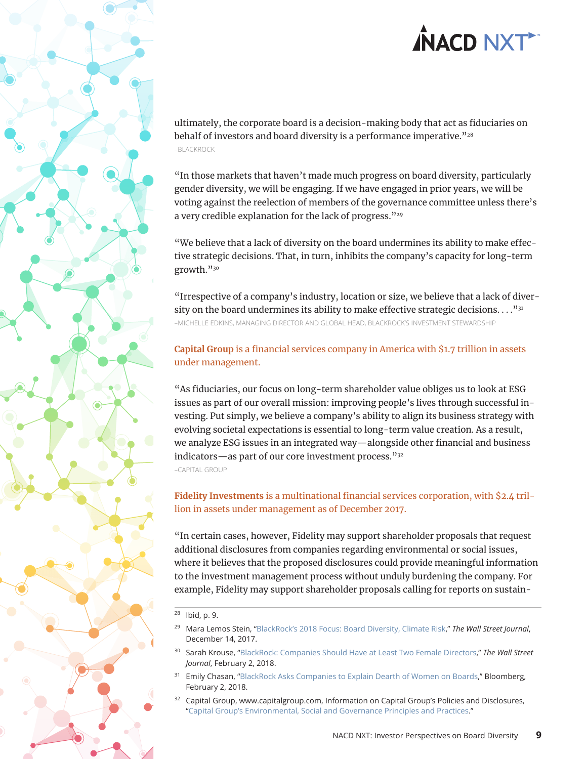ultimately, the corporate board is a decision-making body that act as fiduciaries on behalf of investors and board diversity is a performance imperative."[28]

–BLACKROCK

"In those markets that haven't made much progress on board diversity, particularly gender diversity, we will be engaging. If we have engaged in prior years, we will be voting against the reelection of members of the governance committee unless there's a very credible explanation for the lack of progress."[29]

"We believe that a lack of diversity on the board undermines its ability to make effective strategic decisions. That, in turn, inhibits the company's capacity for long-term growth."[30]

"Irrespective of a company's industry, location or size, we believe that a lack of diversity on the board undermines its ability to make effective strategic decisions. . . ."[31]

–MICHELLE EDKINS, MANAGING DIRECTOR AND GLOBAL HEAD, BLACKROCK'S INVESTMENT STEWARDSHIP

**Capital Group** is a financial services company in America with $1.7 trillion in assets under management.

"As fiduciaries, our focus on long-term shareholder value obliges us to look at ESG issues as part of our overall mission: improving people's lives through successful investing. Put simply, we believe a company's ability to align its business strategy with evolving societal expectations is essential to long-term value creation. As a result, we analyze ESG issues in an integrated way—alongside other financial and business indicators—as part of our core investment process."[32]

–CAPITAL GROUP

**Fidelity Investments** is a multinational financial services corporation, with $2.4 trillion in assets under management as of December 2017.

"In certain cases, however, Fidelity may support shareholder proposals that request additional disclosures from companies regarding environmental or social issues, where it believes that the proposed disclosures could provide meaningful information to the investment management process without unduly burdening the company. For example, Fidelity may support shareholder proposals calling for reports on sustain-

---

[28] Ibid, p. 9.

[29] Mara Lemos Stein, "BlackRock's 2018 Focus: Board Diversity, Climate Risk," *The Wall Street Journal*, December 14, 2017.

[30] Sarah Krouse, "BlackRock: Companies Should Have at Least Two Female Directors," *The Wall Street Journal*, February 2, 2018.

[31] Emily Chasan, "BlackRock Asks Companies to Explain Dearth of Women on Boards," Bloomberg, February 2, 2018.

[32] Capital Group, www.capitalgroup.com, Information on Capital Group's Policies and Disclosures, "Capital Group's Environmental, Social and Governance Principles and Practices."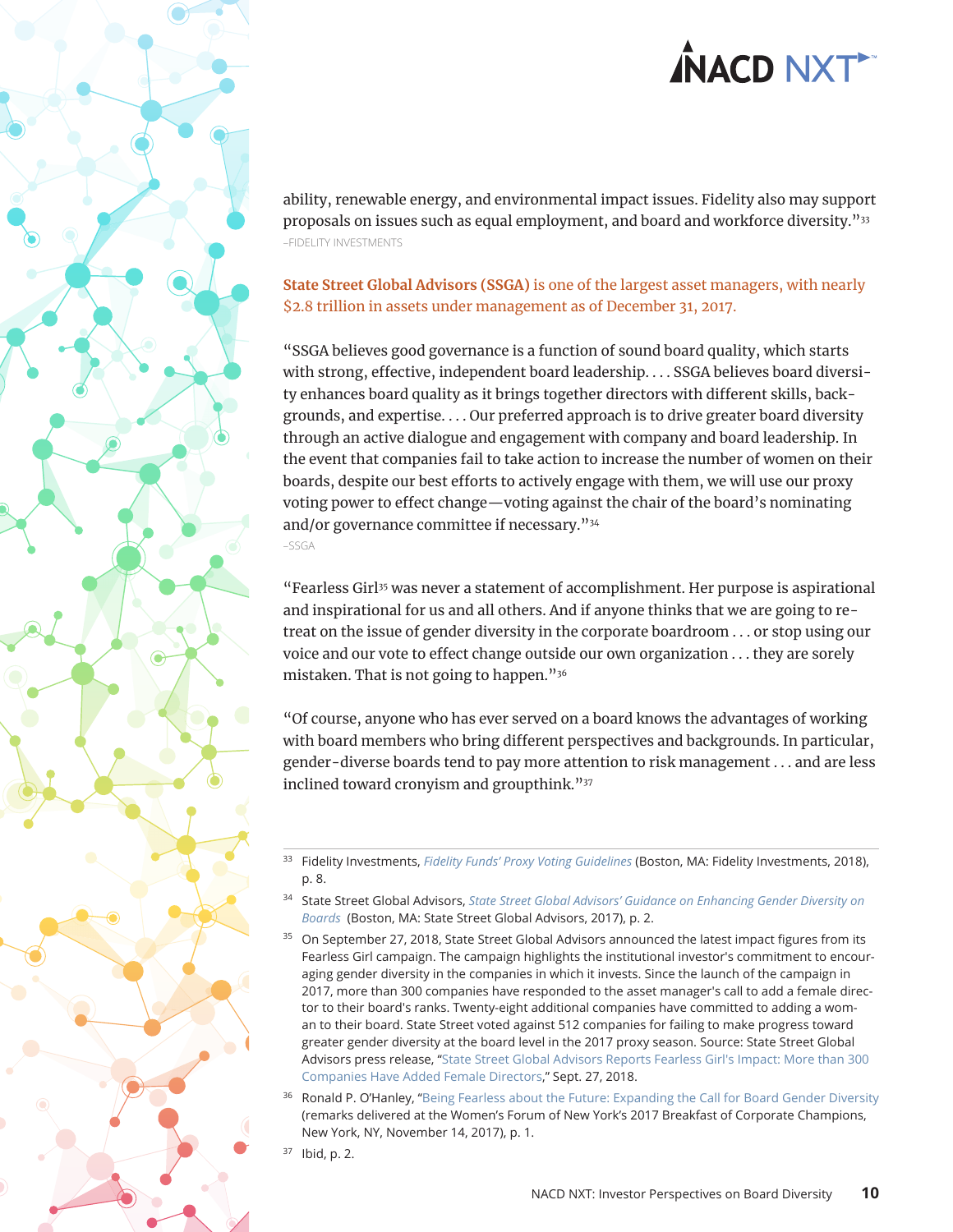ability, renewable energy, and environmental impact issues. Fidelity also may support proposals on issues such as equal employment, and board and workforce diversity."[33]

–FIDELITY INVESTMENTS

**State Street Global Advisors (SSGA)** is one of the largest asset managers, with nearly $2.8 trillion in assets under management as of December 31, 2017.

"SSGA believes good governance is a function of sound board quality, which starts with strong, effective, independent board leadership. . . . SSGA believes board diversity enhances board quality as it brings together directors with different skills, backgrounds, and expertise. . . . Our preferred approach is to drive greater board diversity through an active dialogue and engagement with company and board leadership. In the event that companies fail to take action to increase the number of women on their boards, despite our best efforts to actively engage with them, we will use our proxy voting power to effect change—voting against the chair of the board's nominating and/or governance committee if necessary."[34]

–SSGA

"Fearless Girl[35] was never a statement of accomplishment. Her purpose is aspirational and inspirational for us and all others. And if anyone thinks that we are going to retreat on the issue of gender diversity in the corporate boardroom . . . or stop using our voice and our vote to effect change outside our own organization . . . they are sorely mistaken. That is not going to happen."[36]

"Of course, anyone who has ever served on a board knows the advantages of working with board members who bring different perspectives and backgrounds. In particular, gender-diverse boards tend to pay more attention to risk management . . . and are less inclined toward cronyism and groupthink."[37]

---

[33] Fidelity Investments, *Fidelity Funds' Proxy Voting Guidelines* (Boston, MA: Fidelity Investments, 2018), p. 8.

[34] State Street Global Advisors, *State Street Global Advisors' Guidance on Enhancing Gender Diversity on Boards* (Boston, MA: State Street Global Advisors, 2017), p. 2.

[35] On September 27, 2018, State Street Global Advisors announced the latest impact figures from its Fearless Girl campaign. The campaign highlights the institutional investor's commitment to encouraging gender diversity in the companies in which it invests. Since the launch of the campaign in 2017, more than 300 companies have responded to the asset manager's call to add a female director to their board's ranks. Twenty-eight additional companies have committed to adding a woman to their board. State Street voted against 512 companies for failing to make progress toward greater gender diversity at the board level in the 2017 proxy season. Source: State Street Global Advisors press release, "State Street Global Advisors Reports Fearless Girl's Impact: More than 300 Companies Have Added Female Directors," Sept. 27, 2018.

[36] Ronald P. O'Hanley, "Being Fearless about the Future: Expanding the Call for Board Gender Diversity (remarks delivered at the Women's Forum of New York's 2017 Breakfast of Corporate Champions, New York, NY, November 14, 2017), p. 1.

[37] Ibid, p. 2.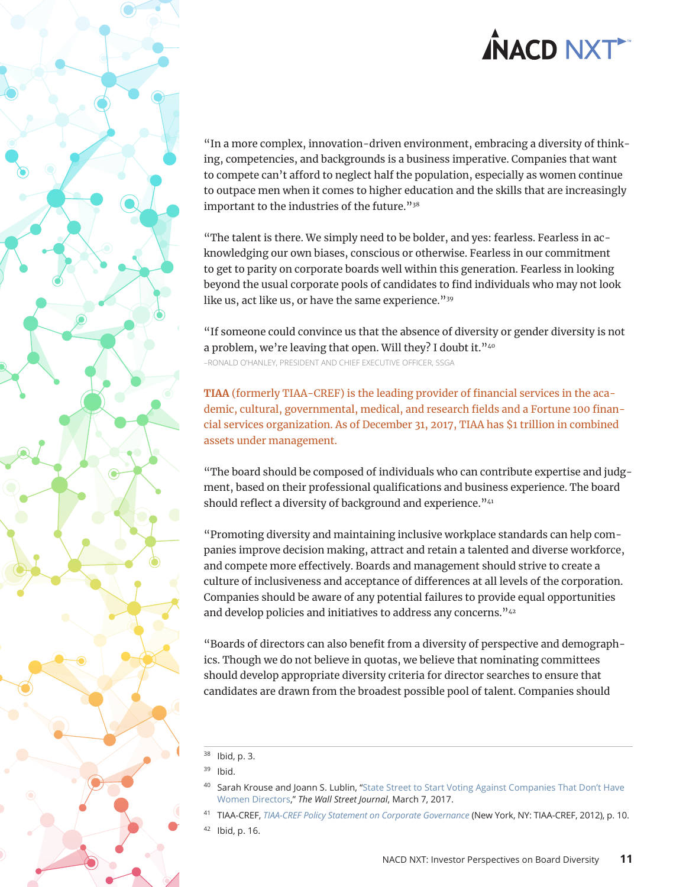"In a more complex, innovation-driven environment, embracing a diversity of thinking, competencies, and backgrounds is a business imperative. Companies that want to compete can't afford to neglect half the population, especially as women continue to outpace men when it comes to higher education and the skills that are increasingly important to the industries of the future."[38]

"The talent is there. We simply need to be bolder, and yes: fearless. Fearless in acknowledging our own biases, conscious or otherwise. Fearless in our commitment to get to parity on corporate boards well within this generation. Fearless in looking beyond the usual corporate pools of candidates to find individuals who may not look like us, act like us, or have the same experience."[39]

"If someone could convince us that the absence of diversity or gender diversity is not a problem, we're leaving that open. Will they? I doubt it."[40]

–RONALD O'HANLEY, PRESIDENT AND CHIEF EXECUTIVE OFFICER, SSGA

**TIAA** (formerly TIAA-CREF) is the leading provider of financial services in the academic, cultural, governmental, medical, and research fields and a Fortune 100 financial services organization. As of December 31, 2017, TIAA has $1 trillion in combined assets under management.

"The board should be composed of individuals who can contribute expertise and judgment, based on their professional qualifications and business experience. The board should reflect a diversity of background and experience."[41]

"Promoting diversity and maintaining inclusive workplace standards can help companies improve decision making, attract and retain a talented and diverse workforce, and compete more effectively. Boards and management should strive to create a culture of inclusiveness and acceptance of differences at all levels of the corporation. Companies should be aware of any potential failures to provide equal opportunities and develop policies and initiatives to address any concerns."[42]

"Boards of directors can also benefit from a diversity of perspective and demographics. Though we do not believe in quotas, we believe that nominating committees should develop appropriate diversity criteria for director searches to ensure that candidates are drawn from the broadest possible pool of talent. Companies should

---

[38] Ibid, p. 3.

[39] Ibid.

[40] Sarah Krouse and Joann S. Lublin, "State Street to Start Voting Against Companies That Don't Have Women Directors," *The Wall Street Journal*, March 7, 2017.

[41] TIAA-CREF, *TIAA-CREF Policy Statement on Corporate Governance* (New York, NY: TIAA-CREF, 2012), p. 10.

[42] Ibid, p. 16.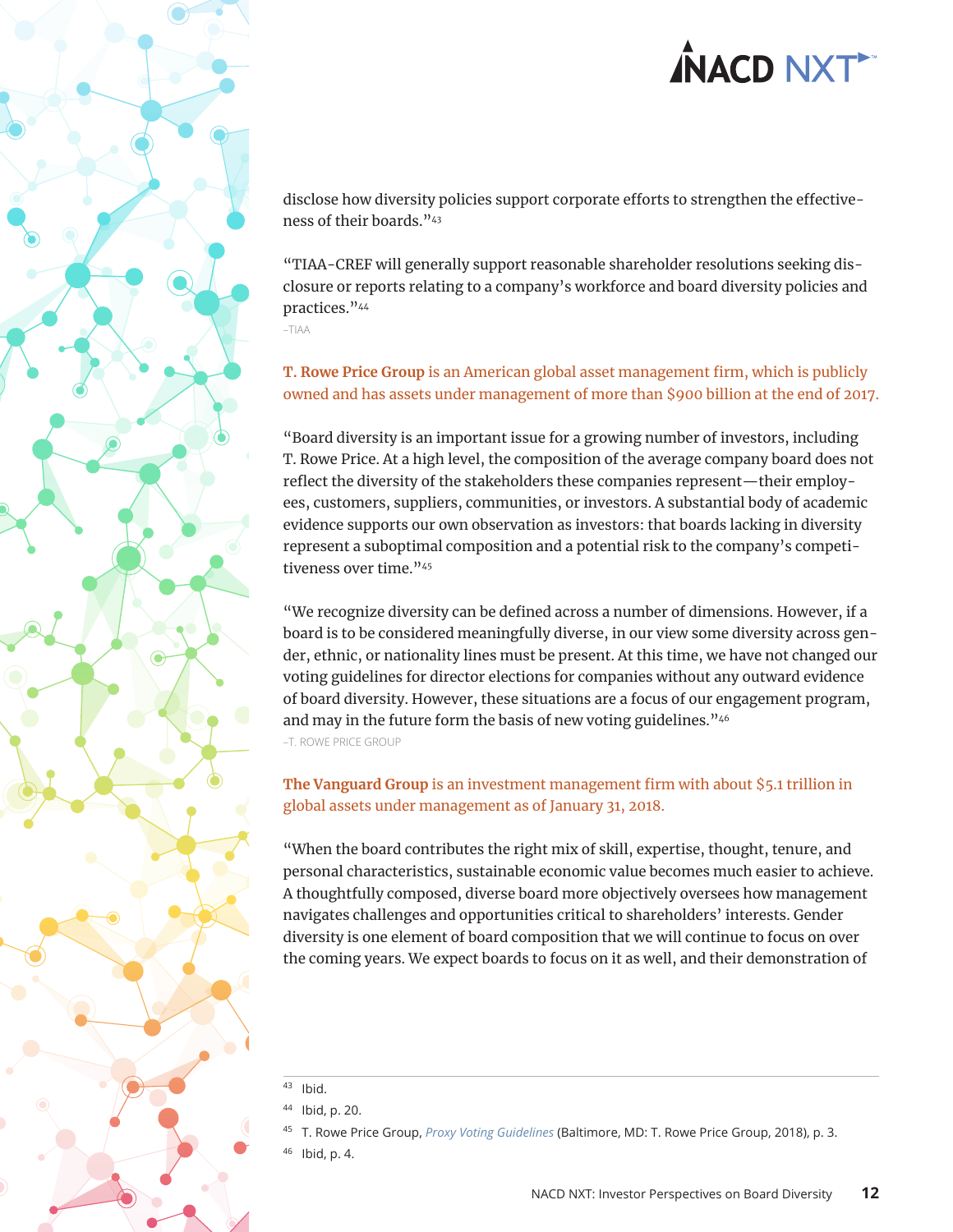disclose how diversity policies support corporate efforts to strengthen the effectiveness of their boards."[43]

"TIAA-CREF will generally support reasonable shareholder resolutions seeking disclosure or reports relating to a company's workforce and board diversity policies and practices."[44]

–TIAA

**T. Rowe Price Group** is an American global asset management firm, which is publicly owned and has assets under management of more than $900 billion at the end of 2017.

"Board diversity is an important issue for a growing number of investors, including T. Rowe Price. At a high level, the composition of the average company board does not reflect the diversity of the stakeholders these companies represent—their employees, customers, suppliers, communities, or investors. A substantial body of academic evidence supports our own observation as investors: that boards lacking in diversity represent a suboptimal composition and a potential risk to the company's competitiveness over time."[45]

"We recognize diversity can be defined across a number of dimensions. However, if a board is to be considered meaningfully diverse, in our view some diversity across gender, ethnic, or nationality lines must be present. At this time, we have not changed our voting guidelines for director elections for companies without any outward evidence of board diversity. However, these situations are a focus of our engagement program, and may in the future form the basis of new voting guidelines."[46]

–T. ROWE PRICE GROUP

**The Vanguard Group** is an investment management firm with about $5.1 trillion in global assets under management as of January 31, 2018.

"When the board contributes the right mix of skill, expertise, thought, tenure, and personal characteristics, sustainable economic value becomes much easier to achieve. A thoughtfully composed, diverse board more objectively oversees how management navigates challenges and opportunities critical to shareholders' interests. Gender diversity is one element of board composition that we will continue to focus on over the coming years. We expect boards to focus on it as well, and their demonstration of

---

[43] Ibid.

[44] Ibid, p. 20.

[45] T. Rowe Price Group, *Proxy Voting Guidelines* (Baltimore, MD: T. Rowe Price Group, 2018), p. 3.

[46] Ibid, p. 4.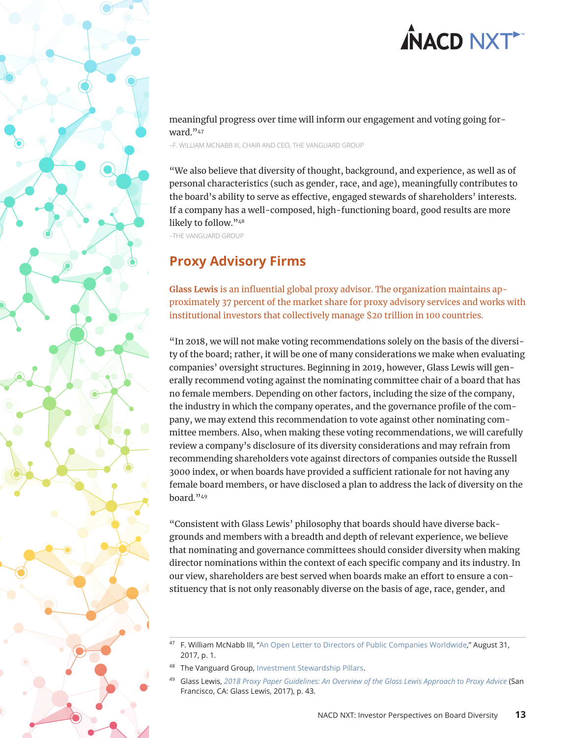meaningful progress over time will inform our engagement and voting going forward."[47]

–F. WILLIAM MCNABB III, CHAIR AND CEO, THE VANGUARD GROUP

"We also believe that diversity of thought, background, and experience, as well as of personal characteristics (such as gender, race, and age), meaningfully contributes to the board's ability to serve as effective, engaged stewards of shareholders' interests. If a company has a well-composed, high-functioning board, good results are more likely to follow."[48]

–THE VANGUARD GROUP

## Proxy Advisory Firms

**Glass Lewis** is an influential global proxy advisor. The organization maintains approximately 37 percent of the market share for proxy advisory services and works with institutional investors that collectively manage $20 trillion in 100 countries.

"In 2018, we will not make voting recommendations solely on the basis of the diversity of the board; rather, it will be one of many considerations we make when evaluating companies' oversight structures. Beginning in 2019, however, Glass Lewis will generally recommend voting against the nominating committee chair of a board that has no female members. Depending on other factors, including the size of the company, the industry in which the company operates, and the governance profile of the company, we may extend this recommendation to vote against other nominating committee members. Also, when making these voting recommendations, we will carefully review a company's disclosure of its diversity considerations and may refrain from recommending shareholders vote against directors of companies outside the Russell 3000 index, or when boards have provided a sufficient rationale for not having any female board members, or have disclosed a plan to address the lack of diversity on the board."[49]

"Consistent with Glass Lewis' philosophy that boards should have diverse backgrounds and members with a breadth and depth of relevant experience, we believe that nominating and governance committees should consider diversity when making director nominations within the context of each specific company and its industry. In our view, shareholders are best served when boards make an effort to ensure a constituency that is not only reasonably diverse on the basis of age, race, gender, and

---

[47] F. William McNabb III, "An Open Letter to Directors of Public Companies Worldwide," August 31, 2017, p. 1.

[48] The Vanguard Group, Investment Stewardship Pillars.

[49] Glass Lewis, *2018 Proxy Paper Guidelines: An Overview of the Glass Lewis Approach to Proxy Advice* (San Francisco, CA: Glass Lewis, 2017), p. 43.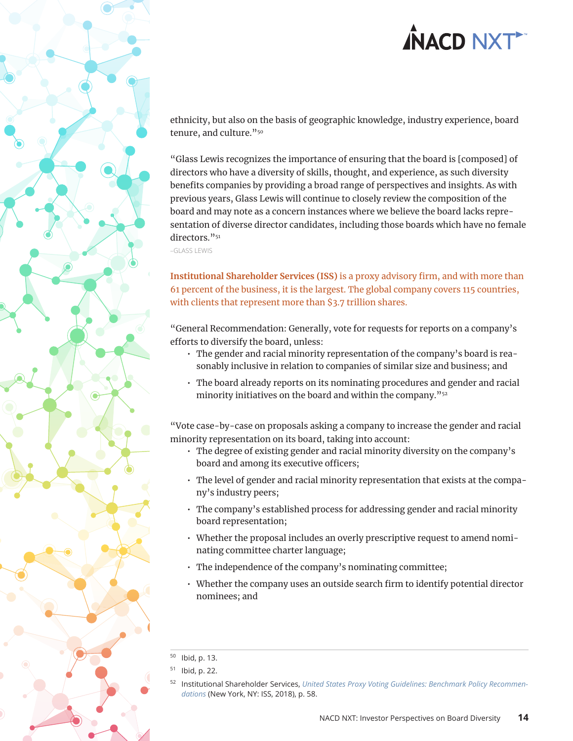ethnicity, but also on the basis of geographic knowledge, industry experience, board tenure, and culture."[50]

"Glass Lewis recognizes the importance of ensuring that the board is [composed] of directors who have a diversity of skills, thought, and experience, as such diversity benefits companies by providing a broad range of perspectives and insights. As with previous years, Glass Lewis will continue to closely review the composition of the board and may note as a concern instances where we believe the board lacks representation of diverse director candidates, including those boards which have no female directors."[51]

–GLASS LEWIS

**Institutional Shareholder Services (ISS)** is a proxy advisory firm, and with more than 61 percent of the business, it is the largest. The global company covers 115 countries, with clients that represent more than $3.7 trillion shares.

"General Recommendation: Generally, vote for requests for reports on a company's efforts to diversify the board, unless:

- The gender and racial minority representation of the company's board is reasonably inclusive in relation to companies of similar size and business; and
- The board already reports on its nominating procedures and gender and racial minority initiatives on the board and within the company."[52]

"Vote case-by-case on proposals asking a company to increase the gender and racial minority representation on its board, taking into account:

- The degree of existing gender and racial minority diversity on the company's board and among its executive officers;
- The level of gender and racial minority representation that exists at the company's industry peers;
- The company's established process for addressing gender and racial minority board representation;
- Whether the proposal includes an overly prescriptive request to amend nominating committee charter language;
- The independence of the company's nominating committee;
- Whether the company uses an outside search firm to identify potential director nominees; and

---

[50] Ibid, p. 13.

[51] Ibid, p. 22.

[52] Institutional Shareholder Services, *United States Proxy Voting Guidelines: Benchmark Policy Recommendations* (New York, NY: ISS, 2018), p. 58.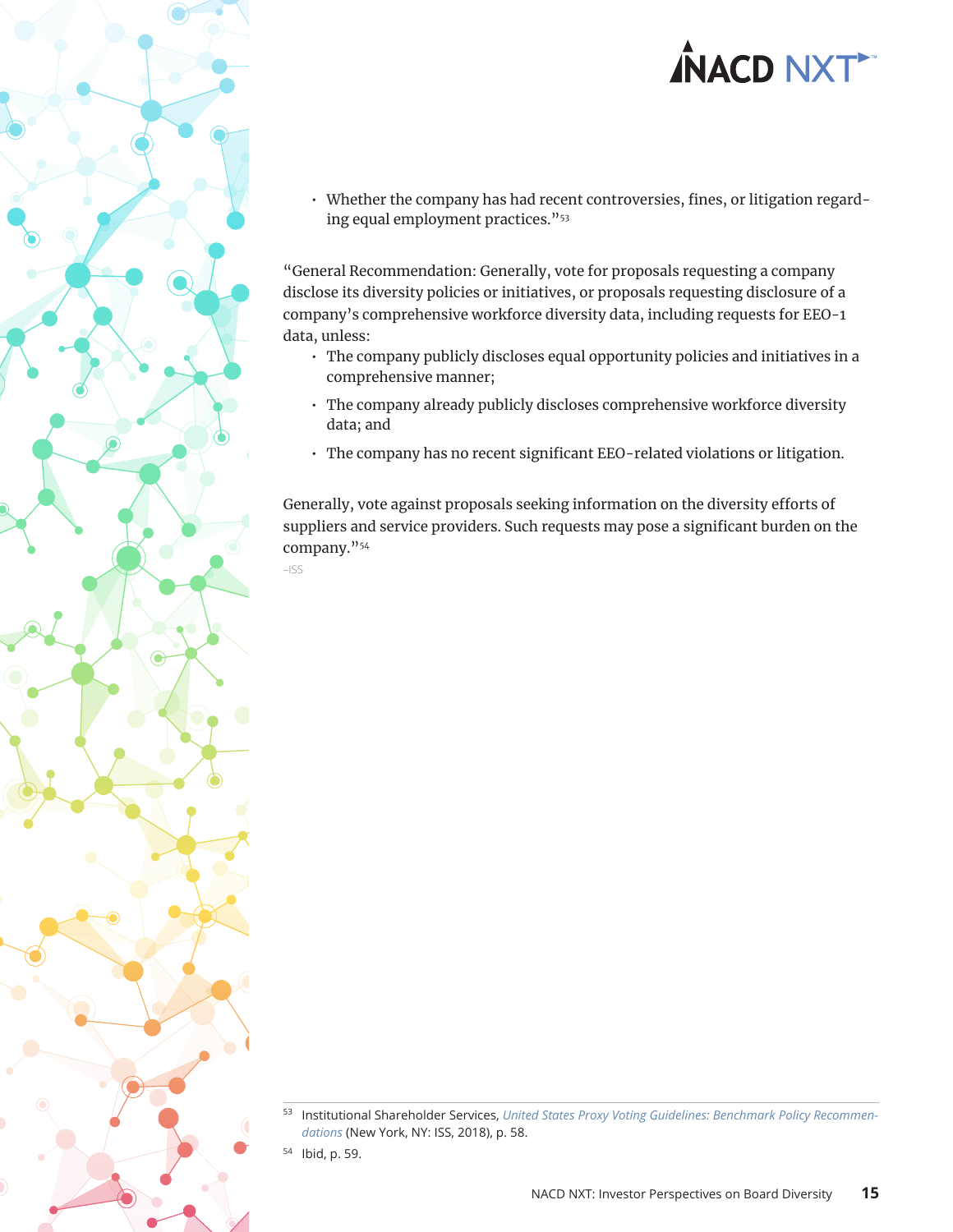- Whether the company has had recent controversies, fines, or litigation regarding equal employment practices."[53]

"General Recommendation: Generally, vote for proposals requesting a company disclose its diversity policies or initiatives, or proposals requesting disclosure of a company's comprehensive workforce diversity data, including requests for EEO-1 data, unless:

- The company publicly discloses equal opportunity policies and initiatives in a comprehensive manner;
- The company already publicly discloses comprehensive workforce diversity data; and
- The company has no recent significant EEO-related violations or litigation.

Generally, vote against proposals seeking information on the diversity efforts of suppliers and service providers. Such requests may pose a significant burden on the company."[54]

–ISS

---

[53] Institutional Shareholder Services, *United States Proxy Voting Guidelines: Benchmark Policy Recommendations* (New York, NY: ISS, 2018), p. 58.

[54] Ibid, p. 59.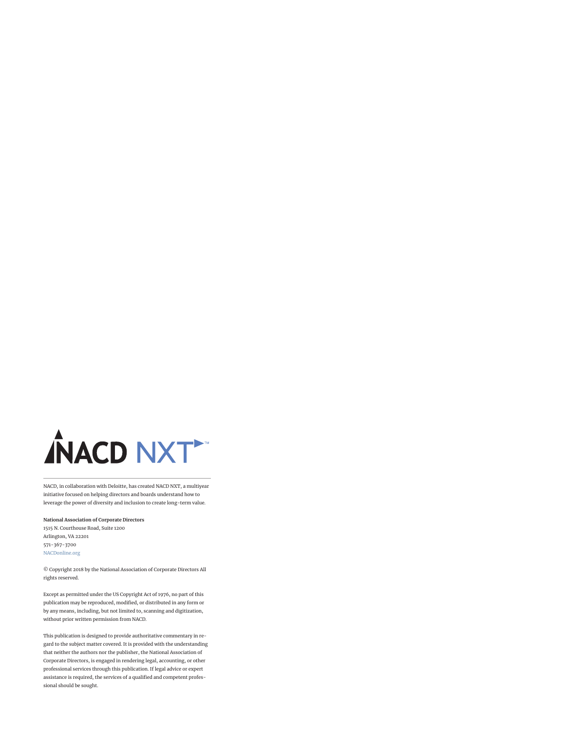NACD NXT™

NACD, in collaboration with Deloitte, has created NACD NXT, a multiyear initiative focused on helping directors and boards understand how to leverage the power of diversity and inclusion to create long-term value.

**National Association of Corporate Directors**
1515 N. Courthouse Road, Suite 1200
Arlington, VA 22201
571-367-3700
NACDonline.org

© Copyright 2018 by the National Association of Corporate Directors All rights reserved.

Except as permitted under the US Copyright Act of 1976, no part of this publication may be reproduced, modified, or distributed in any form or by any means, including, but not limited to, scanning and digitization, without prior written permission from NACD.

This publication is designed to provide authoritative commentary in regard to the subject matter covered. It is provided with the understanding that neither the authors nor the publisher, the National Association of Corporate Directors, is engaged in rendering legal, accounting, or other professional services through this publication. If legal advice or expert assistance is required, the services of a qualified and competent professional should be sought.